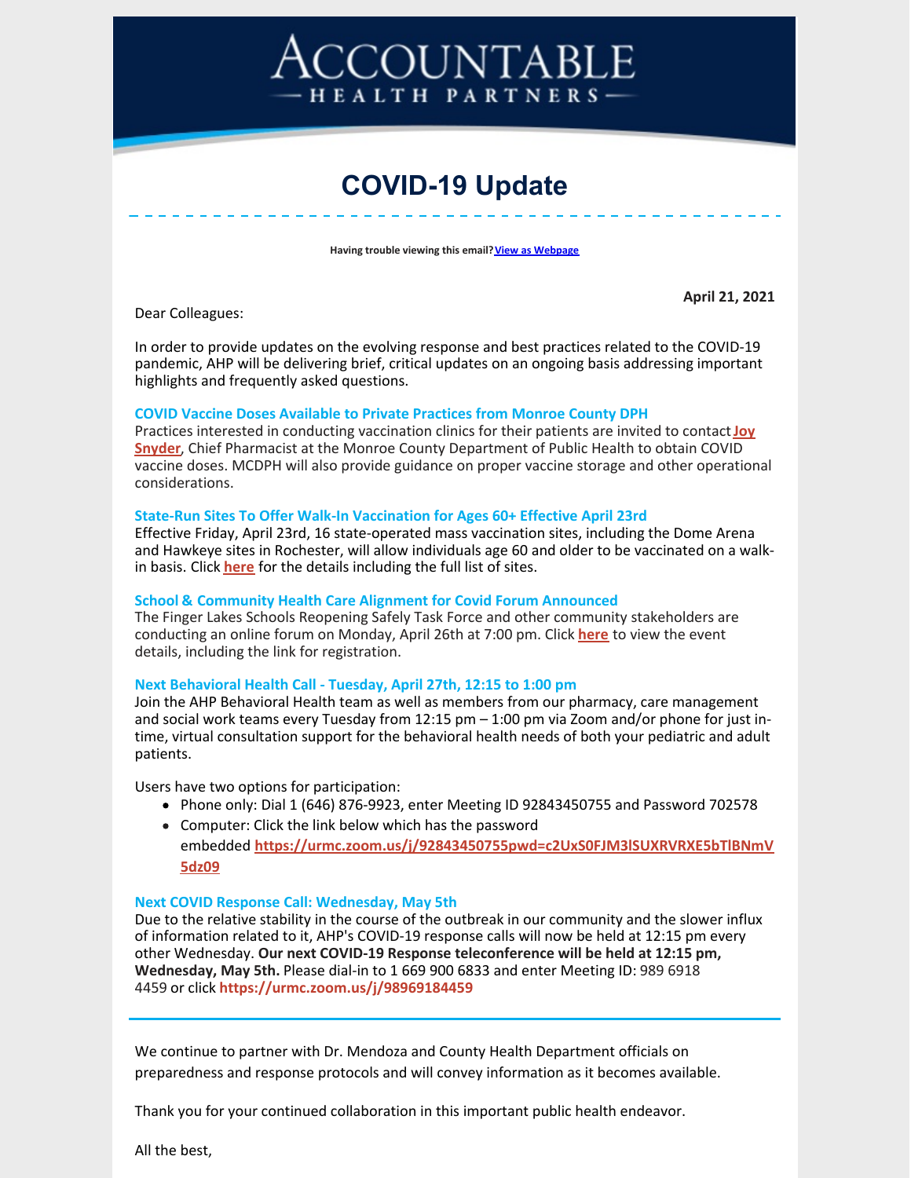# ACCOUNTABLE HEALTH PARTNERS

## COVID-19 Update

**Having trouble viewing this email? View as Webpage**

**April 21, 2021**

Dear Colleagues:

In order to provide updates on the evolving response and best practices related to the COVID-19 pandemic, AHP will be delivering brief, critical updates on an ongoing basis addressing important highlights and frequently asked questions.

### COVID Vaccine Doses Available to Private Practices from Monroe County DPH

Practices interested in conducting vaccination clinics for their patients are invited to contact **Joy Snyder**, Chief Pharmacist at the Monroe County Department of Public Health to obtain COVID vaccine doses. MCDPH will also provide guidance on proper vaccine storage and other operational considerations.

### State-Run Sites To Offer Walk-In Vaccination for Ages 60+ Effective April 23rd

Effective Friday, April 23rd, 16 state-operated mass vaccination sites, including the Dome Arena and Hawkeye sites in Rochester, will allow individuals age 60 and older to be vaccinated on a walk-in basis. Click **here** for the details including the full list of sites.

### School & Community Health Care Alignment for Covid Forum Announced

The Finger Lakes Schools Reopening Safely Task Force and other community stakeholders are conducting an online forum on Monday, April 26th at 7:00 pm. Click **here** to view the event details, including the link for registration.

### Next Behavioral Health Call - Tuesday, April 27th, 12:15 to 1:00 pm

Join the AHP Behavioral Health team as well as members from our pharmacy, care management and social work teams every Tuesday from 12:15 pm – 1:00 pm via Zoom and/or phone for just in-time, virtual consultation support for the behavioral health needs of both your pediatric and adult patients.

Users have two options for participation:

- Phone only: Dial 1 (646) 876-9923, enter Meeting ID 92843450755 and Password 702578
- Computer: Click the link below which has the password embedded **https://urmc.zoom.us/j/92843450755pwd=c2UxS0FJM3lSUXRVRXE5bTlBNmV5dz09**

### Next COVID Response Call: Wednesday, May 5th

Due to the relative stability in the course of the outbreak in our community and the slower influx of information related to it, AHP's COVID-19 response calls will now be held at 12:15 pm every other Wednesday. **Our next COVID-19 Response teleconference will be held at 12:15 pm, Wednesday, May 5th.** Please dial-in to 1 669 900 6833 and enter Meeting ID: 989 6918 4459 or click **https://urmc.zoom.us/j/98969184459**

---

We continue to partner with Dr. Mendoza and County Health Department officials on preparedness and response protocols and will convey information as it becomes available.

Thank you for your continued collaboration in this important public health endeavor.

All the best,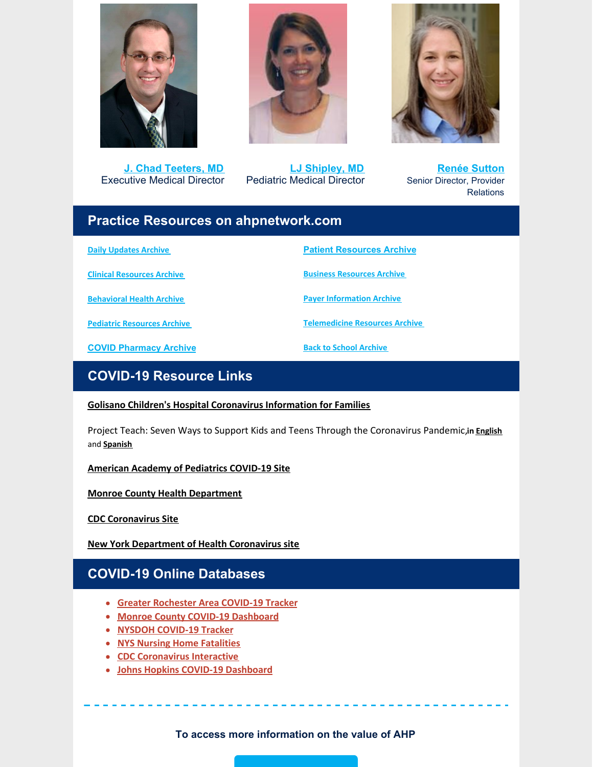**J. Chad Teeters, MD**
Executive Medical Director

**LJ Shipley, MD**
Pediatric Medical Director

**Renée Sutton**
Senior Director, Provider Relations

## Practice Resources on ahpnetwork.com

- Daily Updates Archive
- Clinical Resources Archive
- Behavioral Health Archive
- Pediatric Resources Archive
- COVID Pharmacy Archive
- Patient Resources Archive
- Business Resources Archive
- Payer Information Archive
- Telemedicine Resources Archive
- Back to School Archive

## COVID-19 Resource Links

**Golisano Children's Hospital Coronavirus Information for Families**

Project Teach: Seven Ways to Support Kids and Teens Through the Coronavirus Pandemic, **in English** and **Spanish**

**American Academy of Pediatrics COVID-19 Site**

**Monroe County Health Department**

**CDC Coronavirus Site**

**New York Department of Health Coronavirus site**

## COVID-19 Online Databases

- Greater Rochester Area COVID-19 Tracker
- Monroe County COVID-19 Dashboard
- NYSDOH COVID-19 Tracker
- NYS Nursing Home Fatalities
- CDC Coronavirus Interactive
- Johns Hopkins COVID-19 Dashboard

**To access more information on the value of AHP**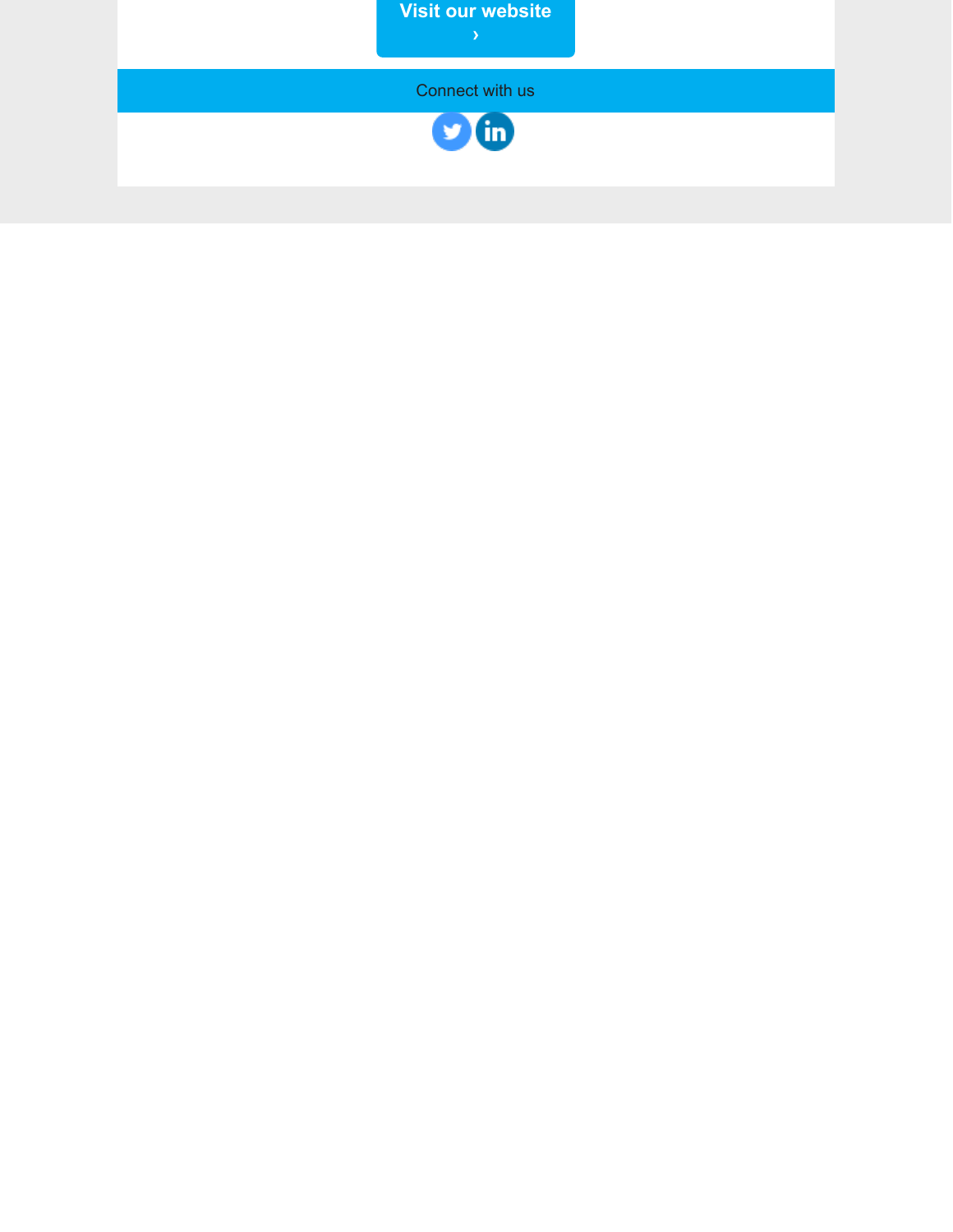Visit our website ›

Connect with us